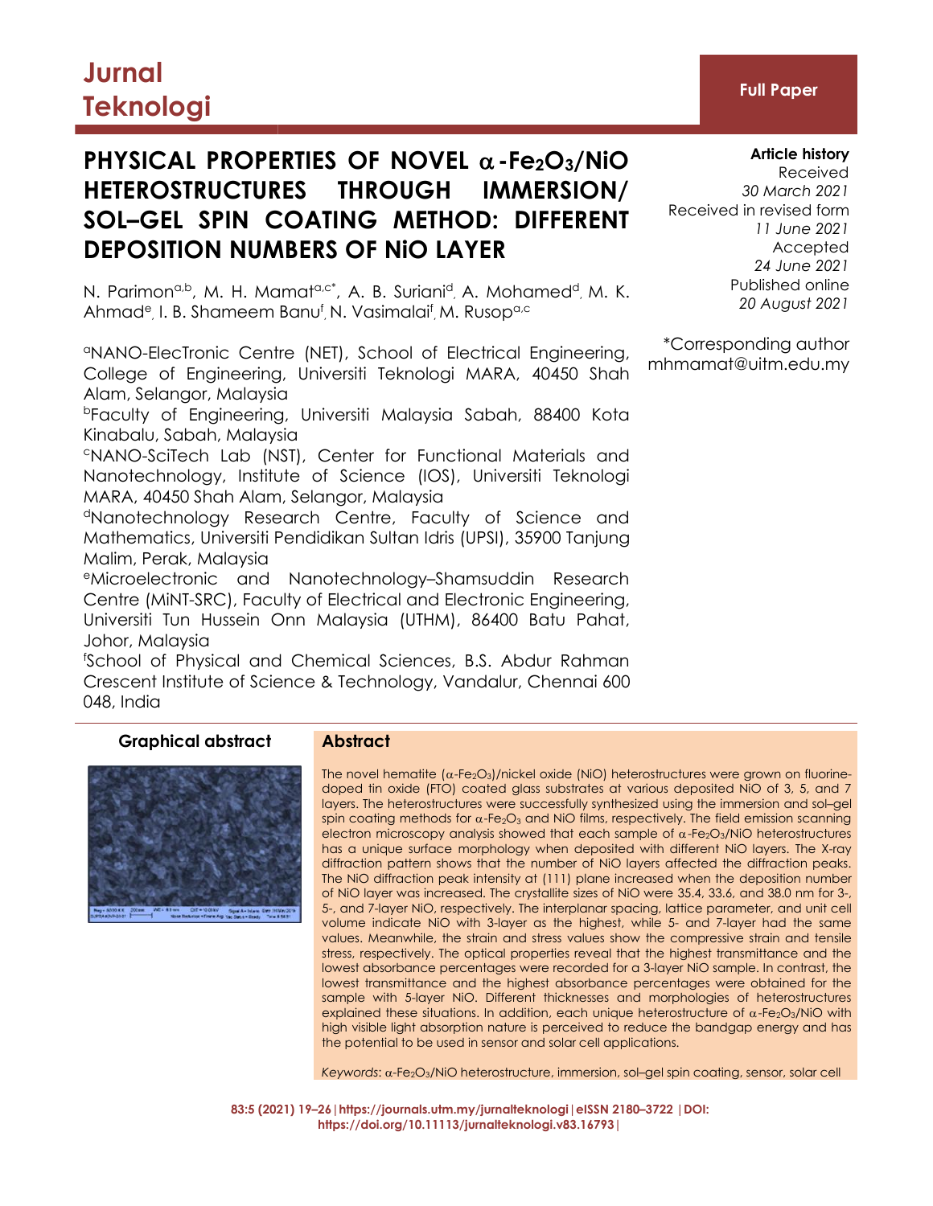Jurnal Teknologi

Full Paper

# PHYSICAL PROPERTIES OF NOVEL $\alpha$-$Fe_2O_3$/NiO HETEROSTRUCTURES THROUGH IMMERSION/ SOL–GEL SPIN COATING METHOD: DIFFERENT DEPOSITION NUMBERS OF NiO LAYER

N. Parimon[a,b], M. H. Mamat[a,c*], A. B. Suriani[d], A. Mohamed[d], M. K. Ahmad[e], I. B. Shameem Banu[f], N. Vasimalai[f], M. Rusop[a,c]

[a]NANO-ElecTronic Centre (NET), School of Electrical Engineering, College of Engineering, Universiti Teknologi MARA, 40450 Shah Alam, Selangor, Malaysia

[b]Faculty of Engineering, Universiti Malaysia Sabah, 88400 Kota Kinabalu, Sabah, Malaysia

[c]NANO-SciTech Lab (NST), Center for Functional Materials and Nanotechnology, Institute of Science (IOS), Universiti Teknologi MARA, 40450 Shah Alam, Selangor, Malaysia

[d]Nanotechnology Research Centre, Faculty of Science and Mathematics, Universiti Pendidikan Sultan Idris (UPSI), 35900 Tanjung Malim, Perak, Malaysia

[e]Microelectronic and Nanotechnology–Shamsuddin Research Centre (MiNT-SRC), Faculty of Electrical and Electronic Engineering, Universiti Tun Hussein Onn Malaysia (UTHM), 86400 Batu Pahat, Johor, Malaysia

[f]School of Physical and Chemical Sciences, B.S. Abdur Rahman Crescent Institute of Science & Technology, Vandalur, Chennai 600 048, India

**Article history**
Received
*30 March 2021*
Received in revised form
*11 June 2021*
Accepted
*24 June 2021*
Published online
*20 August 2021*

*Corresponding author
mhmamat@uitm.edu.my

## Graphical abstract

## Abstract

The novel hematite ($\alpha$-$Fe_2O_3$)/nickel oxide (NiO) heterostructures were grown on fluorine-doped tin oxide (FTO) coated glass substrates at various deposited NiO of 3, 5, and 7 layers. The heterostructures were successfully synthesized using the immersion and sol–gel spin coating methods for $\alpha$-$Fe_2O_3$ and NiO films, respectively. The field emission scanning electron microscopy analysis showed that each sample of $\alpha$-$Fe_2O_3$/NiO heterostructures has a unique surface morphology when deposited with different NiO layers. The X-ray diffraction pattern shows that the number of NiO layers affected the diffraction peaks. The NiO diffraction peak intensity at (111) plane increased when the deposition number of NiO layer was increased. The crystallite sizes of NiO were 35.4, 33.6, and 38.0 nm for 3-, 5-, and 7-layer NiO, respectively. The interplanar spacing, lattice parameter, and unit cell volume indicate NiO with 3-layer as the highest, while 5- and 7-layer had the same values. Meanwhile, the strain and stress values show the compressive strain and tensile stress, respectively. The optical properties reveal that the highest transmittance and the lowest absorbance percentages were recorded for a 3-layer NiO sample. In contrast, the lowest transmittance and the highest absorbance percentages were obtained for the sample with 5-layer NiO. Different thicknesses and morphologies of heterostructures explained these situations. In addition, each unique heterostructure of $\alpha$-$Fe_2O_3$/NiO with high visible light absorption nature is perceived to reduce the bandgap energy and has the potential to be used in sensor and solar cell applications.

*Keywords*: $\alpha$-$Fe_2O_3$/NiO heterostructure, immersion, sol–gel spin coating, sensor, solar cell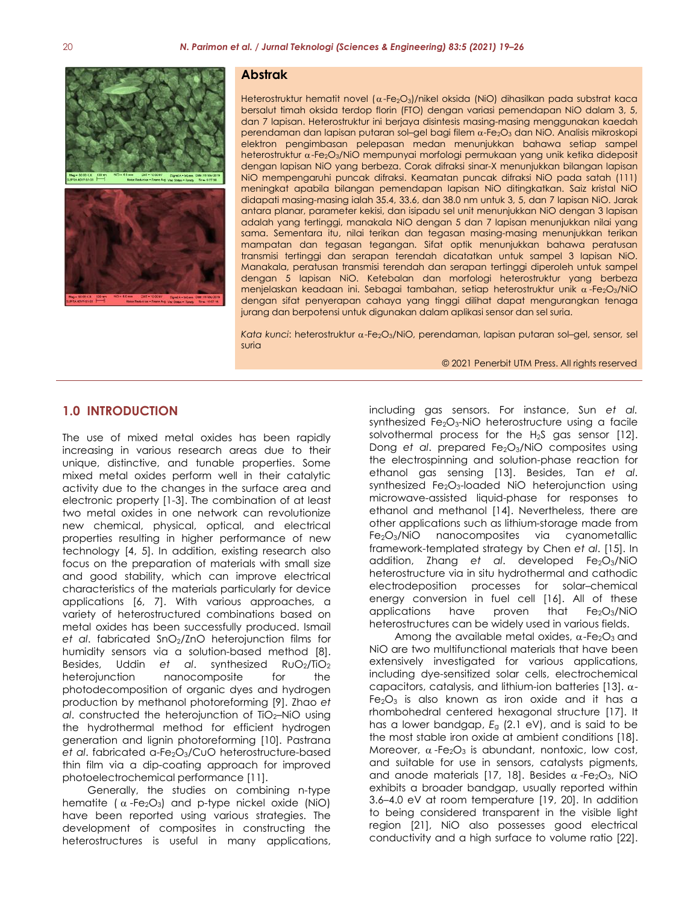## Abstrak

Heterostruktur hematit novel ($\alpha$-$Fe_2O_3$)/nikel oksida (NiO) dihasilkan pada substrat kaca bersalut timah oksida terdop florin (FTO) dengan variasi pemendapan NiO dalam 3, 5, dan 7 lapisan. Heterostruktur ini berjaya disintesis masing-masing menggunakan kaedah perendaman dan lapisan putaran sol–gel bagi filem $\alpha$-$Fe_2O_3$ dan NiO. Analisis mikroskopi elektron pengimbasan pelepasan medan menunjukkan bahawa setiap sampel heterostruktur $\alpha$-$Fe_2O_3$/NiO mempunyai morfologi permukaan yang unik ketika dideposit dengan lapisan NiO yang berbeza. Corak difraksi sinar-X menunjukkan bilangan lapisan NiO mempengaruhi puncak difraksi. Keamatan puncak difraksi NiO pada satah (111) meningkat apabila bilangan pemendapan lapisan NiO ditingkatkan. Saiz kristal NiO didapati masing-masing ialah 35.4, 33.6, dan 38.0 nm untuk 3, 5, dan 7 lapisan NiO. Jarak antara planar, parameter kekisi, dan isipadu sel unit menunjukkan NiO dengan 3 lapisan adalah yang tertinggi, manakala NiO dengan 5 dan 7 lapisan menunjukkan nilai yang sama. Sementara itu, nilai terikan dan tegasan masing-masing menunjukkan terikan mampatan dan tegasan tegangan. Sifat optik menunjukkan bahawa peratusan transmisi tertinggi dan serapan terendah dicatatkan untuk sampel 3 lapisan NiO. Manakala, peratusan transmisi terendah dan serapan tertinggi diperoleh untuk sampel dengan 5 lapisan NiO. Ketebalan dan morfologi heterostruktur yang berbeza menjelaskan keadaan ini. Sebagai tambahan, setiap heterostruktur unik $\alpha$-$Fe_2O_3$/NiO dengan sifat penyerapan cahaya yang tinggi dilihat dapat mengurangkan tenaga jurang dan berpotensi untuk digunakan dalam aplikasi sensor dan sel suria.

*Kata kunci*: heterostruktur $\alpha$-$Fe_2O_3$/NiO, perendaman, lapisan putaran sol–gel, sensor, sel suria

© 2021 Penerbit UTM Press. All rights reserved

## 1.0 INTRODUCTION

The use of mixed metal oxides has been rapidly increasing in various research areas due to their unique, distinctive, and tunable properties. Some mixed metal oxides perform well in their catalytic activity due to the changes in the surface area and electronic property [1-3]. The combination of at least two metal oxides in one network can revolutionize new chemical, physical, optical, and electrical properties resulting in higher performance of new technology [4, 5]. In addition, existing research also focus on the preparation of materials with small size and good stability, which can improve electrical characteristics of the materials particularly for device applications [6, 7]. With various approaches, a variety of heterostructured combinations based on metal oxides has been successfully produced. Ismail *et al*. fabricated $SnO_2$/ZnO heterojunction films for humidity sensors via a solution-based method [8]. Besides, Uddin *et al*. synthesized $RuO_2$/$TiO_2$ heterojunction nanocomposite for the photodecomposition of organic dyes and hydrogen production by methanol photoreforming [9]. Zhao *et al*. constructed the heterojunction of $TiO_2$–NiO using the hydrothermal method for efficient hydrogen generation and lignin photoreforming [10]. Pastrana *et al*. fabricated a-$Fe_2O_3$/CuO heterostructure-based thin film via a dip-coating approach for improved photoelectrochemical performance [11].

Generally, the studies on combining n-type hematite ($\alpha$-$Fe_2O_3$) and p-type nickel oxide (NiO) have been reported using various strategies. The development of composites in constructing the heterostructures is useful in many applications, including gas sensors. For instance, Sun *et al.* synthesized $Fe_2O_3$-NiO heterostructure using a facile solvothermal process for the $H_2S$ gas sensor [12]. Dong *et al*. prepared $Fe_2O_3$/NiO composites using the electrospinning and solution-phase reaction for ethanol gas sensing [13]. Besides, Tan *et al*. synthesized $Fe_2O_3$-loaded NiO heterojunction using microwave-assisted liquid-phase for responses to ethanol and methanol [14]. Nevertheless, there are other applications such as lithium-storage made from $Fe_2O_3$/NiO nanocomposites via cyanometallic framework-templated strategy by Chen *et al*. [15]. In addition, Zhang *et al*. developed $Fe_2O_3$/NiO heterostructure via in situ hydrothermal and cathodic electrodeposition processes for solar–chemical energy conversion in fuel cell [16]. All of these applications have proven that $Fe_2O_3$/NiO heterostructures can be widely used in various fields.

Among the available metal oxides, $\alpha$-$Fe_2O_3$ and NiO are two multifunctional materials that have been extensively investigated for various applications, including dye-sensitized solar cells, electrochemical capacitors, catalysis, and lithium-ion batteries [13]. $\alpha$-$Fe_2O_3$ is also known as iron oxide and it has a rhombohedral centered hexagonal structure [17]. It has a lower bandgap, $E_g$ (2.1 eV), and is said to be the most stable iron oxide at ambient conditions [18]. Moreover, $\alpha$-$Fe_2O_3$ is abundant, nontoxic, low cost, and suitable for use in sensors, catalysts pigments, and anode materials [17, 18]. Besides $\alpha$-$Fe_2O_3$, NiO exhibits a broader bandgap, usually reported within 3.6–4.0 eV at room temperature [19, 20]. In addition to being considered transparent in the visible light region [21], NiO also possesses good electrical conductivity and a high surface to volume ratio [22].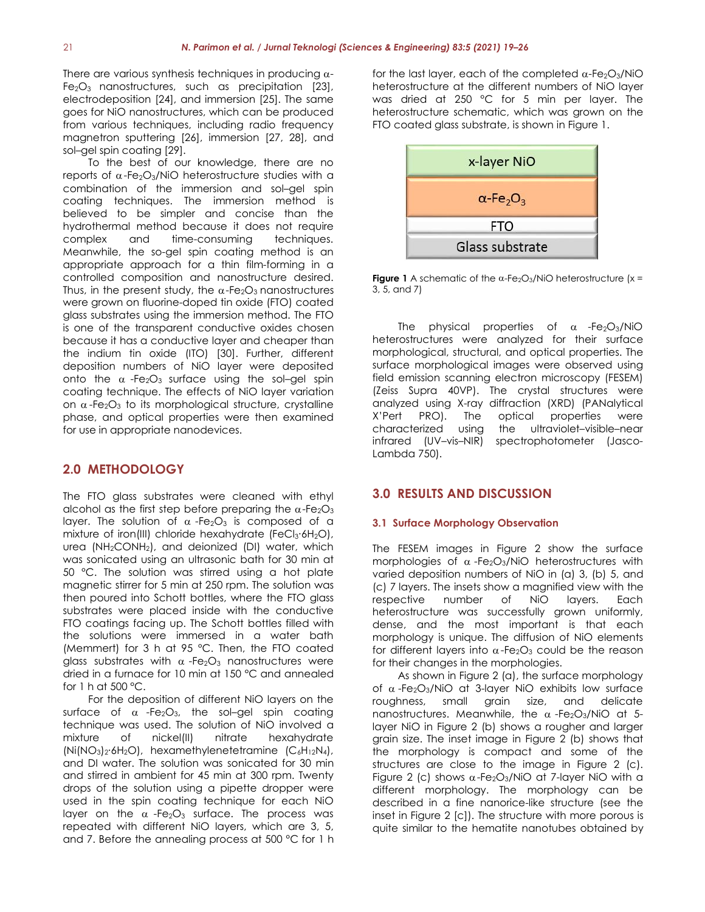There are various synthesis techniques in producing α-$Fe_2O_3$ nanostructures, such as precipitation [23], electrodeposition [24], and immersion [25]. The same goes for NiO nanostructures, which can be produced from various techniques, including radio frequency magnetron sputtering [26], immersion [27, 28], and sol–gel spin coating [29].

To the best of our knowledge, there are no reports of α-$Fe_2O_3$/NiO heterostructure studies with a combination of the immersion and sol–gel spin coating techniques. The immersion method is believed to be simpler and concise than the hydrothermal method because it does not require complex and time-consuming techniques. Meanwhile, the so-gel spin coating method is an appropriate approach for a thin film-forming in a controlled composition and nanostructure desired. Thus, in the present study, the α-$Fe_2O_3$ nanostructures were grown on fluorine-doped tin oxide (FTO) coated glass substrates using the immersion method. The FTO is one of the transparent conductive oxides chosen because it has a conductive layer and cheaper than the indium tin oxide (ITO) [30]. Further, different deposition numbers of NiO layer were deposited onto the α -$Fe_2O_3$ surface using the sol–gel spin coating technique. The effects of NiO layer variation on α-$Fe_2O_3$ to its morphological structure, crystalline phase, and optical properties were then examined for use in appropriate nanodevices.

## 2.0 METHODOLOGY

The FTO glass substrates were cleaned with ethyl alcohol as the first step before preparing the α-$Fe_2O_3$ layer. The solution of α -$Fe_2O_3$ is composed of a mixture of iron(III) chloride hexahydrate ($FeCl_3{\cdot}6H_2O$), urea ($NH_2CONH_2$), and deionized (DI) water, which was sonicated using an ultrasonic bath for 30 min at 50 °C. The solution was stirred using a hot plate magnetic stirrer for 5 min at 250 rpm. The solution was then poured into Schott bottles, where the FTO glass substrates were placed inside with the conductive FTO coatings facing up. The Schott bottles filled with the solutions were immersed in a water bath (Memmert) for 3 h at 95 °C. Then, the FTO coated glass substrates with α -$Fe_2O_3$ nanostructures were dried in a furnace for 10 min at 150 °C and annealed for 1 h at 500 °C.

For the deposition of different NiO layers on the surface of α -$Fe_2O_3$, the sol–gel spin coating technique was used. The solution of NiO involved a mixture of nickel(II) nitrate hexahydrate ($Ni(NO_3)_2{\cdot}6H_2O$), hexamethylenetetramine ($C_6H_{12}N_4$), and DI water. The solution was sonicated for 30 min and stirred in ambient for 45 min at 300 rpm. Twenty drops of the solution using a pipette dropper were used in the spin coating technique for each NiO layer on the α -$Fe_2O_3$ surface. The process was repeated with different NiO layers, which are 3, 5, and 7. Before the annealing process at 500 °C for 1 h for the last layer, each of the completed α-$Fe_2O_3$/NiO heterostructure at the different numbers of NiO layer was dried at 250 °C for 5 min per layer. The heterostructure schematic, which was grown on the FTO coated glass substrate, is shown in Figure 1.

| x-layer NiO |
|---|
| α-$Fe_2O_3$ |
| FTO |
| Glass substrate |

**Figure 1** A schematic of the α-$Fe_2O_3$/NiO heterostructure (x = 3, 5, and 7)

The physical properties of α -$Fe_2O_3$/NiO heterostructures were analyzed for their surface morphological, structural, and optical properties. The surface morphological images were observed using field emission scanning electron microscopy (FESEM) (Zeiss Supra 40VP). The crystal structures were analyzed using X-ray diffraction (XRD) (PANalytical X'Pert PRO). The optical properties were characterized using the ultraviolet–visible–near infrared (UV–vis–NIR) spectrophotometer (Jasco-Lambda 750).

## 3.0 RESULTS AND DISCUSSION

### 3.1 Surface Morphology Observation

The FESEM images in Figure 2 show the surface morphologies of α -$Fe_2O_3$/NiO heterostructures with varied deposition numbers of NiO in (a) 3, (b) 5, and (c) 7 layers. The insets show a magnified view with the respective number of NiO layers. Each heterostructure was successfully grown uniformly, dense, and the most important is that each morphology is unique. The diffusion of NiO elements for different layers into α-$Fe_2O_3$ could be the reason for their changes in the morphologies.

As shown in Figure 2 (a), the surface morphology of α -$Fe_2O_3$/NiO at 3-layer NiO exhibits low surface roughness, small grain size, and delicate nanostructures. Meanwhile, the α -$Fe_2O_3$/NiO at 5-layer NiO in Figure 2 (b) shows a rougher and larger grain size. The inset image in Figure 2 (b) shows that the morphology is compact and some of the structures are close to the image in Figure 2 (c). Figure 2 (c) shows α-$Fe_2O_3$/NiO at 7-layer NiO with a different morphology. The morphology can be described in a fine nanorice-like structure (see the inset in Figure 2 [c]). The structure with more porous is quite similar to the hematite nanotubes obtained by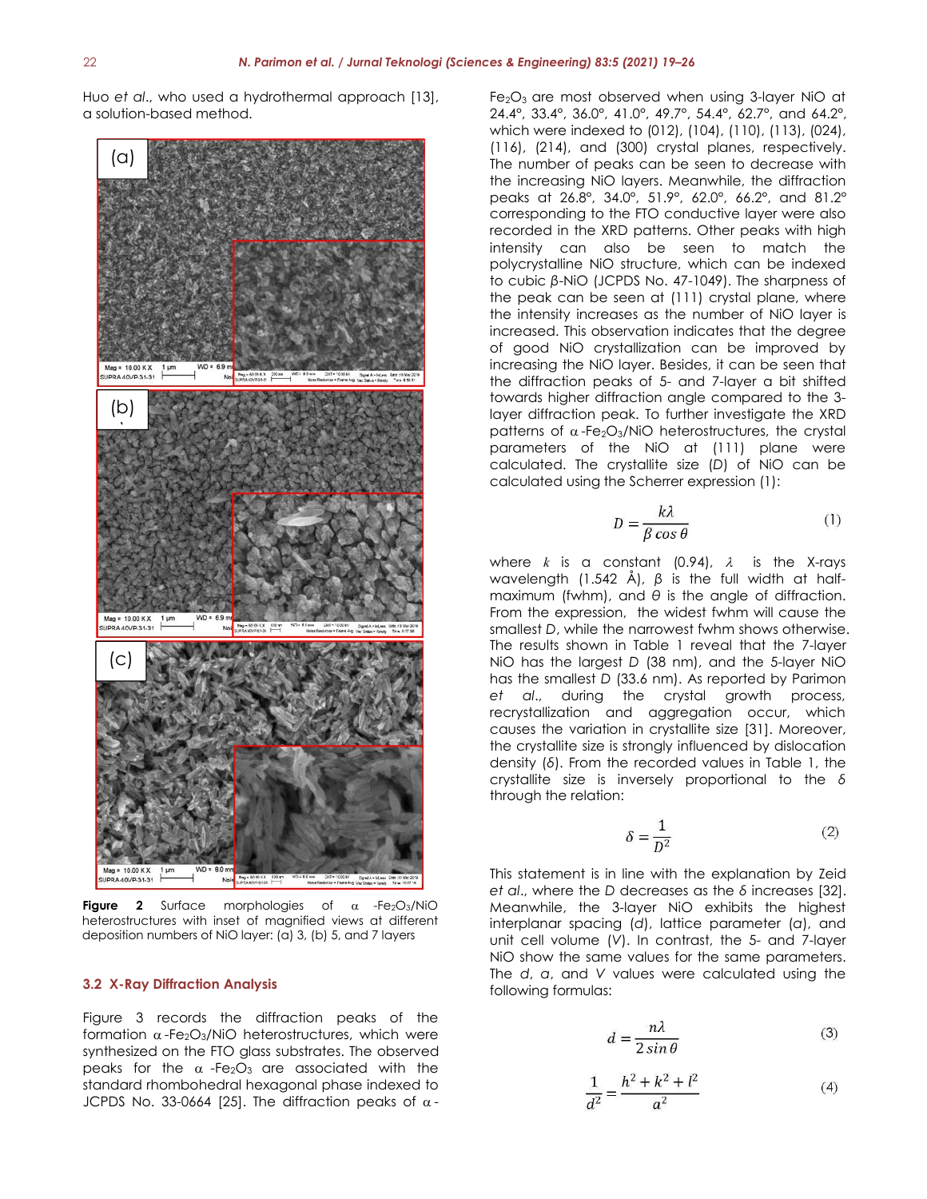Huo *et al*., who used a hydrothermal approach [13], a solution-based method.

**Figure 2** Surface morphologies of α-$Fe_2O_3$/NiO heterostructures with inset of magnified views at different deposition numbers of NiO layer: (a) 3, (b) 5, and 7 layers

### 3.2 X-Ray Diffraction Analysis

Figure 3 records the diffraction peaks of the formation α-$Fe_2O_3$/NiO heterostructures, which were synthesized on the FTO glass substrates. The observed peaks for the α-$Fe_2O_3$ are associated with the standard rhombohedral hexagonal phase indexed to JCPDS No. 33-0664 [25]. The diffraction peaks of α-$Fe_2O_3$ are most observed when using 3-layer NiO at 24.4°, 33.4°, 36.0°, 41.0°, 49.7°, 54.4°, 62.7°, and 64.2°, which were indexed to (012), (104), (110), (113), (024), (116), (214), and (300) crystal planes, respectively. The number of peaks can be seen to decrease with the increasing NiO layers. Meanwhile, the diffraction peaks at 26.8°, 34.0°, 51.9°, 62.0°, 66.2°, and 81.2° corresponding to the FTO conductive layer were also recorded in the XRD patterns. Other peaks with high intensity can also be seen to match the polycrystalline NiO structure, which can be indexed to cubic β-NiO (JCPDS No. 47-1049). The sharpness of the peak can be seen at (111) crystal plane, where the intensity increases as the number of NiO layer is increased. This observation indicates that the degree of good NiO crystallization can be improved by increasing the NiO layer. Besides, it can be seen that the diffraction peaks of 5- and 7-layer a bit shifted towards higher diffraction angle compared to the 3-layer diffraction peak. To further investigate the XRD patterns of α-$Fe_2O_3$/NiO heterostructures, the crystal parameters of the NiO at (111) plane were calculated. The crystallite size (*D*) of NiO can be calculated using the Scherrer expression (1):

$$D = \frac{k\lambda}{\beta \cos \theta} \tag{1}$$

where $k$ is a constant (0.94), $\lambda$ is the X-rays wavelength (1.542 Å), $\beta$ is the full width at half-maximum (fwhm), and $\theta$ is the angle of diffraction. From the expression, the widest fwhm will cause the smallest *D*, while the narrowest fwhm shows otherwise. The results shown in Table 1 reveal that the 7-layer NiO has the largest *D* (38 nm), and the 5-layer NiO has the smallest *D* (33.6 nm). As reported by Parimon *et al*., during the crystal growth process, recrystallization and aggregation occur, which causes the variation in crystallite size [31]. Moreover, the crystallite size is strongly influenced by dislocation density ($\delta$). From the recorded values in Table 1, the crystallite size is inversely proportional to the $\delta$ through the relation:

$$\delta = \frac{1}{D^2} \tag{2}$$

This statement is in line with the explanation by Zeid *et al*., where the *D* decreases as the $\delta$ increases [32]. Meanwhile, the 3-layer NiO exhibits the highest interplanar spacing (*d*), lattice parameter (*a*), and unit cell volume (*V*). In contrast, the 5- and 7-layer NiO show the same values for the same parameters. The *d*, *a*, and *V* values were calculated using the following formulas:

$$d = \frac{n\lambda}{2 \sin \theta} \tag{3}$$

$$\frac{1}{d^2} = \frac{h^2 + k^2 + l^2}{a^2} \tag{4}$$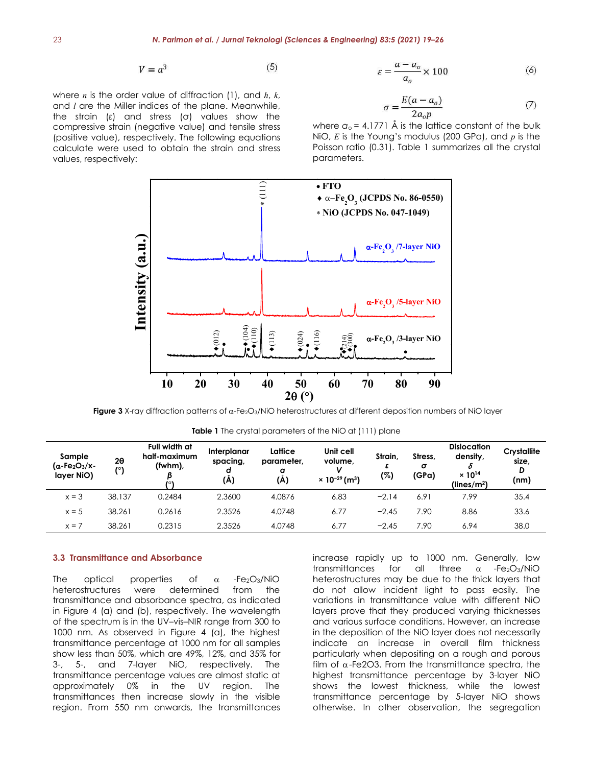$$V = a^3 \quad (5)$$

where $n$ is the order value of diffraction (1), and $h$, $k$, and $l$ are the Miller indices of the plane. Meanwhile, the strain ($\varepsilon$) and stress ($\sigma$) values show the compressive strain (negative value) and tensile stress (positive value), respectively. The following equations calculate were used to obtain the strain and stress values, respectively:

$$\varepsilon = \frac{a - a_o}{a_o} \times 100 \quad (6)$$

$$\sigma = \frac{E(a - a_o)}{2a_o p} \quad (7)$$

where $a_o$ = 4.1771 Å is the lattice constant of the bulk NiO, $E$ is the Young's modulus (200 GPa), and $p$ is the Poisson ratio (0.31). Table 1 summarizes all the crystal parameters.

**Figure 3** X-ray diffraction patterns of $\alpha$-$Fe_2O_3$/NiO heterostructures at different deposition numbers of NiO layer

**Table 1** The crystal parameters of the NiO at (111) plane

| Sample ($\alpha$-$Fe_2O_3$/x-layer NiO) | 2θ (°) | Full width at half-maximum (fwhm), β (°) | Interplanar spacing, $d$ (Å) | Lattice parameter, $a$ (Å) | Unit cell volume, $V$ × $10^{-29}$ ($m^3$) | Strain, $\varepsilon$ (%) | Stress, $\sigma$ (GPa) | Dislocation density, $\delta$ × $10^{14}$ (lines/$m^2$) | Crystallite size, $D$ (nm) |
|---|---|---|---|---|---|---|---|---|---|
| x = 3 | 38.137 | 0.2484 | 2.3600 | 4.0876 | 6.83 | −2.14 | 6.91 | 7.99 | 35.4 |
| x = 5 | 38.261 | 0.2616 | 2.3526 | 4.0748 | 6.77 | −2.45 | 7.90 | 8.86 | 33.6 |
| x = 7 | 38.261 | 0.2315 | 2.3526 | 4.0748 | 6.77 | −2.45 | 7.90 | 6.94 | 38.0 |

### 3.3 Transmittance and Absorbance

The optical properties of $\alpha$-$Fe_2O_3$/NiO heterostructures were determined from the transmittance and absorbance spectra, as indicated in Figure 4 (a) and (b), respectively. The wavelength of the spectrum is in the UV–vis–NIR range from 300 to 1000 nm. As observed in Figure 4 (a), the highest transmittance percentage at 1000 nm for all samples show less than 50%, which are 49%, 12%, and 35% for 3-, 5-, and 7-layer NiO, respectively. The transmittance percentage values are almost static at approximately 0% in the UV region. The transmittances then increase slowly in the visible region. From 550 nm onwards, the transmittances increase rapidly up to 1000 nm. Generally, low transmittances for all three $\alpha$-$Fe_2O_3$/NiO heterostructures may be due to the thick layers that do not allow incident light to pass easily. The variations in transmittance value with different NiO layers prove that they produced varying thicknesses and various surface conditions. However, an increase in the deposition of the NiO layer does not necessarily indicate an increase in overall film thickness particularly when depositing on a rough and porous film of $\alpha$-Fe2O3. From the transmittance spectra, the highest transmittance percentage by 3-layer NiO shows the lowest thickness, while the lowest transmittance percentage by 5-layer NiO shows otherwise. In other observation, the segregation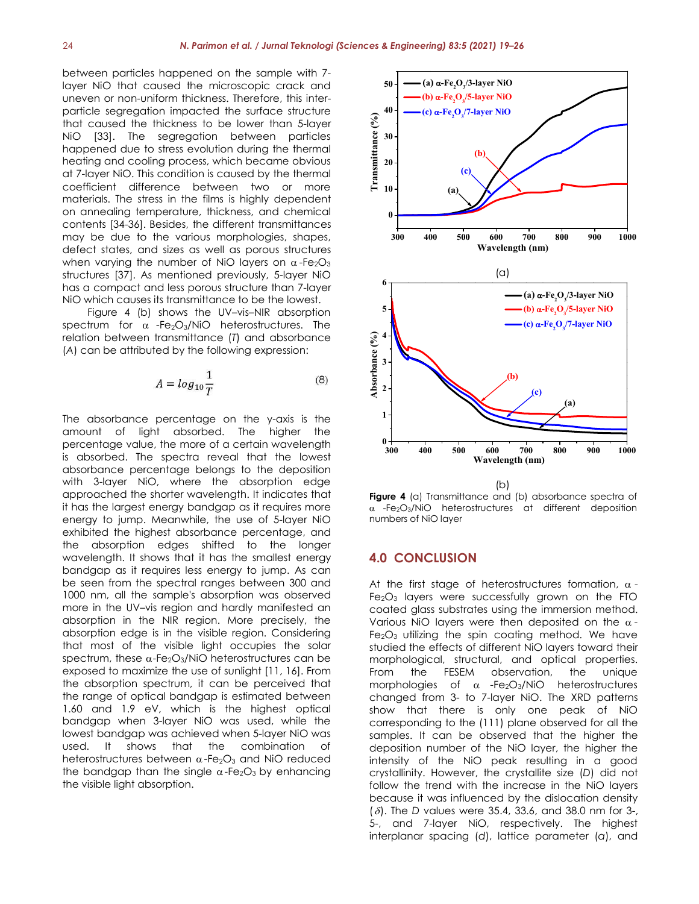between particles happened on the sample with 7-layer NiO that caused the microscopic crack and uneven or non-uniform thickness. Therefore, this inter-particle segregation impacted the surface structure that caused the thickness to be lower than 5-layer NiO [33]. The segregation between particles happened due to stress evolution during the thermal heating and cooling process, which became obvious at 7-layer NiO. This condition is caused by the thermal coefficient difference between two or more materials. The stress in the films is highly dependent on annealing temperature, thickness, and chemical contents [34-36]. Besides, the different transmittances may be due to the various morphologies, shapes, defect states, and sizes as well as porous structures when varying the number of NiO layers on $\alpha$-$Fe_2O_3$ structures [37]. As mentioned previously, 5-layer NiO has a compact and less porous structure than 7-layer NiO which causes its transmittance to be the lowest.

Figure 4 (b) shows the UV–vis–NIR absorption spectrum for $\alpha$-$Fe_2O_3$/NiO heterostructures. The relation between transmittance (*T*) and absorbance (*A*) can be attributed by the following expression:

$$A = log_{10}\frac{1}{T} \quad (8)$$

The absorbance percentage on the y-axis is the amount of light absorbed. The higher the percentage value, the more of a certain wavelength is absorbed. The spectra reveal that the lowest absorbance percentage belongs to the deposition with 3-layer NiO, where the absorption edge approached the shorter wavelength. It indicates that it has the largest energy bandgap as it requires more energy to jump. Meanwhile, the use of 5-layer NiO exhibited the highest absorbance percentage, and the absorption edges shifted to the longer wavelength. It shows that it has the smallest energy bandgap as it requires less energy to jump. As can be seen from the spectral ranges between 300 and 1000 nm, all the sample's absorption was observed more in the UV–vis region and hardly manifested an absorption in the NIR region. More precisely, the absorption edge is in the visible region. Considering that most of the visible light occupies the solar spectrum, these $\alpha$-$Fe_2O_3$/NiO heterostructures can be exposed to maximize the use of sunlight [11, 16]. From the absorption spectrum, it can be perceived that the range of optical bandgap is estimated between 1.60 and 1.9 eV, which is the highest optical bandgap when 3-layer NiO was used, while the lowest bandgap was achieved when 5-layer NiO was used. It shows that the combination of heterostructures between $\alpha$-$Fe_2O_3$ and NiO reduced the bandgap than the single $\alpha$-$Fe_2O_3$ by enhancing the visible light absorption.

(a)

(b)

**Figure 4** (a) Transmittance and (b) absorbance spectra of $\alpha$-$Fe_2O_3$/NiO heterostructures at different deposition numbers of NiO layer

## 4.0 CONCLUSION

At the first stage of heterostructures formation, $\alpha$-$Fe_2O_3$ layers were successfully grown on the FTO coated glass substrates using the immersion method. Various NiO layers were then deposited on the $\alpha$-$Fe_2O_3$ utilizing the spin coating method. We have studied the effects of different NiO layers toward their morphological, structural, and optical properties. From the FESEM observation, the unique morphologies of $\alpha$-$Fe_2O_3$/NiO heterostructures changed from 3- to 7-layer NiO. The XRD patterns show that there is only one peak of NiO corresponding to the (111) plane observed for all the samples. It can be observed that the higher the deposition number of the NiO layer, the higher the intensity of the NiO peak resulting in a good crystallinity. However, the crystallite size (*D*) did not follow the trend with the increase in the NiO layers because it was influenced by the dislocation density ($\delta$). The *D* values were 35.4, 33.6, and 38.0 nm for 3-, 5-, and 7-layer NiO, respectively. The highest interplanar spacing (*d*), lattice parameter (*a*), and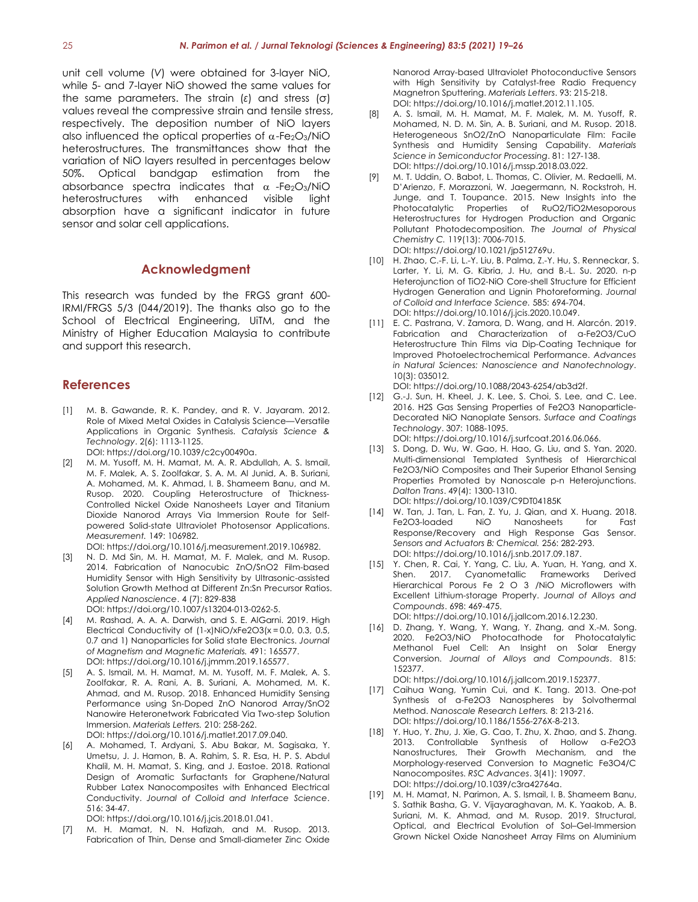unit cell volume (*V*) were obtained for 3-layer NiO, while 5- and 7-layer NiO showed the same values for the same parameters. The strain (ε) and stress (σ) values reveal the compressive strain and tensile stress, respectively. The deposition number of NiO layers also influenced the optical properties of α-$Fe_2O_3$/NiO heterostructures. The transmittances show that the variation of NiO layers resulted in percentages below 50%. Optical bandgap estimation from the absorbance spectra indicates that α -$Fe_2O_3$/NiO heterostructures with enhanced visible light absorption have a significant indicator in future sensor and solar cell applications.

## Acknowledgment

This research was funded by the FRGS grant 600-IRMI/FRGS 5/3 (044/2019). The thanks also go to the School of Electrical Engineering, UiTM, and the Ministry of Higher Education Malaysia to contribute and support this research.

## References

[1] M. B. Gawande, R. K. Pandey, and R. V. Jayaram. 2012. Role of Mixed Metal Oxides in Catalysis Science—Versatile Applications in Organic Synthesis. *Catalysis Science & Technology*. 2(6): 1113-1125. DOI: https://doi.org/10.1039/c2cy00490a.

[2] M. M. Yusoff, M. H. Mamat, M. A. R. Abdullah, A. S. Ismail, M. F. Malek, A. S. Zoolfakar, S. A. M. Al Junid, A. B. Suriani, A. Mohamed, M. K. Ahmad, I. B. Shameem Banu, and M. Rusop. 2020. Coupling Heterostructure of Thickness-Controlled Nickel Oxide Nanosheets Layer and Titanium Dioxide Nanorod Arrays Via Immersion Route for Self-powered Solid-state Ultraviolet Photosensor Applications. *Measurement.* 149: 106982. DOI: https://doi.org/10.1016/j.measurement.2019.106982.

[3] N. D. Md Sin, M. H. Mamat, M. F. Malek, and M. Rusop. 2014. Fabrication of Nanocubic ZnO/SnO2 Film-based Humidity Sensor with High Sensitivity by Ultrasonic-assisted Solution Growth Method at Different Zn:Sn Precursor Ratios. *Applied Nanoscience*. 4 (7): 829-838 DOI: https://doi.org/10.1007/s13204-013-0262-5.

[4] M. Rashad, A. A. A. Darwish, and S. E. AlGarni. 2019. High Electrical Conductivity of (1-x)NiO/xFe2O3(x = 0.0, 0.3, 0.5, 0.7 and 1) Nanoparticles for Solid state Electronics. *Journal of Magnetism and Magnetic Materials.* 491: 165577. DOI: https://doi.org/10.1016/j.jmmm.2019.165577.

[5] A. S. Ismail, M. H. Mamat, M. M. Yusoff, M. F. Malek, A. S. Zoolfakar, R. A. Rani, A. B. Suriani, A. Mohamed, M. K. Ahmad, and M. Rusop. 2018. Enhanced Humidity Sensing Performance using Sn-Doped ZnO Nanorod Array/SnO2 Nanowire Heteronetwork Fabricated Via Two-step Solution Immersion. *Materials Letters.* 210: 258-262. DOI: https://doi.org/10.1016/j.matlet.2017.09.040.

[6] A. Mohamed, T. Ardyani, S. Abu Bakar, M. Sagisaka, Y. Umetsu, J. J. Hamon, B. A. Rahim, S. R. Esa, H. P. S. Abdul Khalil, M. H. Mamat, S. King, and J. Eastoe. 2018. Rational Design of Aromatic Surfactants for Graphene/Natural Rubber Latex Nanocomposites with Enhanced Electrical Conductivity. *Journal of Colloid and Interface Science*. 516: 34-47. DOI: https://doi.org/10.1016/j.jcis.2018.01.041.

[7] M. H. Mamat, N. N. Hafizah, and M. Rusop. 2013. Fabrication of Thin, Dense and Small-diameter Zinc Oxide Nanorod Array-based Ultraviolet Photoconductive Sensors with High Sensitivity by Catalyst-free Radio Frequency Magnetron Sputtering. *Materials Letters*. 93: 215-218. DOI: https://doi.org/10.1016/j.matlet.2012.11.105.

[8] A. S. Ismail, M. H. Mamat, M. F. Malek, M. M. Yusoff, R. Mohamed, N. D. M. Sin, A. B. Suriani, and M. Rusop. 2018. Heterogeneous SnO2/ZnO Nanoparticulate Film: Facile Synthesis and Humidity Sensing Capability. *Materials Science in Semiconductor Processing*. 81: 127-138. DOI: https://doi.org/10.1016/j.mssp.2018.03.022.

[9] M. T. Uddin, O. Babot, L. Thomas, C. Olivier, M. Redaelli, M. D'Arienzo, F. Morazzoni, W. Jaegermann, N. Rockstroh, H. Junge, and T. Toupance. 2015. New Insights into the Photocatalytic Properties of RuO2/TiO2Mesoporous Heterostructures for Hydrogen Production and Organic Pollutant Photodecomposition. *The Journal of Physical Chemistry C.* 119(13): 7006-7015. DOI: https://doi.org/10.1021/jp512769u.

[10] H. Zhao, C.-F. Li, L.-Y. Liu, B. Palma, Z.-Y. Hu, S. Renneckar, S. Larter, Y. Li, M. G. Kibria, J. Hu, and B.-L. Su. 2020. n-p Heterojunction of TiO2-NiO Core-shell Structure for Efficient Hydrogen Generation and Lignin Photoreforming. *Journal of Colloid and Interface Science.* 585: 694-704. DOI: https://doi.org/10.1016/j.jcis.2020.10.049.

[11] E. C. Pastrana, V. Zamora, D. Wang, and H. Alarcón. 2019. Fabrication and Characterization of α-Fe2O3/CuO Heterostructure Thin Films via Dip-Coating Technique for Improved Photoelectrochemical Performance. *Advances in Natural Sciences: Nanoscience and Nanotechnology*. 10(3): 035012. DOI: https://doi.org/10.1088/2043-6254/ab3d2f.

[12] G.-J. Sun, H. Kheel, J. K. Lee, S. Choi, S. Lee, and C. Lee. 2016. H2S Gas Sensing Properties of Fe2O3 Nanoparticle-Decorated NiO Nanoplate Sensors. *Surface and Coatings Technology*. 307: 1088-1095. DOI: https://doi.org/10.1016/j.surfcoat.2016.06.066.

[13] S. Dong, D. Wu, W. Gao, H. Hao, G. Liu, and S. Yan. 2020. Multi-dimensional Templated Synthesis of Hierarchical Fe2O3/NiO Composites and Their Superior Ethanol Sensing Properties Promoted by Nanoscale p-n Heterojunctions. *Dalton Trans*. 49(4): 1300-1310. DOI: https://doi.org/10.1039/C9DT04185K

[14] W. Tan, J. Tan, L. Fan, Z. Yu, J. Qian, and X. Huang. 2018. Fe2O3-loaded NiO Nanosheets for Fast Response/Recovery and High Response Gas Sensor. *Sensors and Actuators B: Chemical.* 256: 282-293. DOI: https://doi.org/10.1016/j.snb.2017.09.187.

[15] Y. Chen, R. Cai, Y. Yang, C. Liu, A. Yuan, H. Yang, and X. Shen. 2017. Cyanometallic Frameworks Derived Hierarchical Porous Fe 2 O 3 /NiO Microflowers with Excellent Lithium-storage Property. *Journal of Alloys and Compounds*. 698: 469-475. DOI: https://doi.org/10.1016/j.jallcom.2016.12.230.

[16] D. Zhang, Y. Wang, Y. Wang, Y. Zhang, and X.-M. Song. 2020. Fe2O3/NiO Photocathode for Photocatalytic Methanol Fuel Cell: An Insight on Solar Energy Conversion. *Journal of Alloys and Compounds*. 815: 152377. DOI: https://doi.org/10.1016/j.jallcom.2019.152377.

[17] Caihua Wang, Yumin Cui, and K. Tang. 2013. One-pot Synthesis of α-Fe2O3 Nanospheres by Solvothermal Method. *Nanoscale Research Letters.* 8: 213-216. DOI: https://doi.org/10.1186/1556-276X-8-213.

[18] Y. Huo, Y. Zhu, J. Xie, G. Cao, T. Zhu, X. Zhao, and S. Zhang. 2013. Controllable Synthesis of Hollow α-Fe2O3 Nanostructures, Their Growth Mechanism, and the Morphology-reserved Conversion to Magnetic Fe3O4/C Nanocomposites. *RSC Advances*. 3(41): 19097. DOI: https://doi.org/10.1039/c3ra42764a.

[19] M. H. Mamat, N. Parimon, A. S. Ismail, I. B. Shameem Banu, S. Sathik Basha, G. V. Vijayaraghavan, M. K. Yaakob, A. B. Suriani, M. K. Ahmad, and M. Rusop. 2019. Structural, Optical, and Electrical Evolution of Sol–Gel-Immersion Grown Nickel Oxide Nanosheet Array Films on Aluminium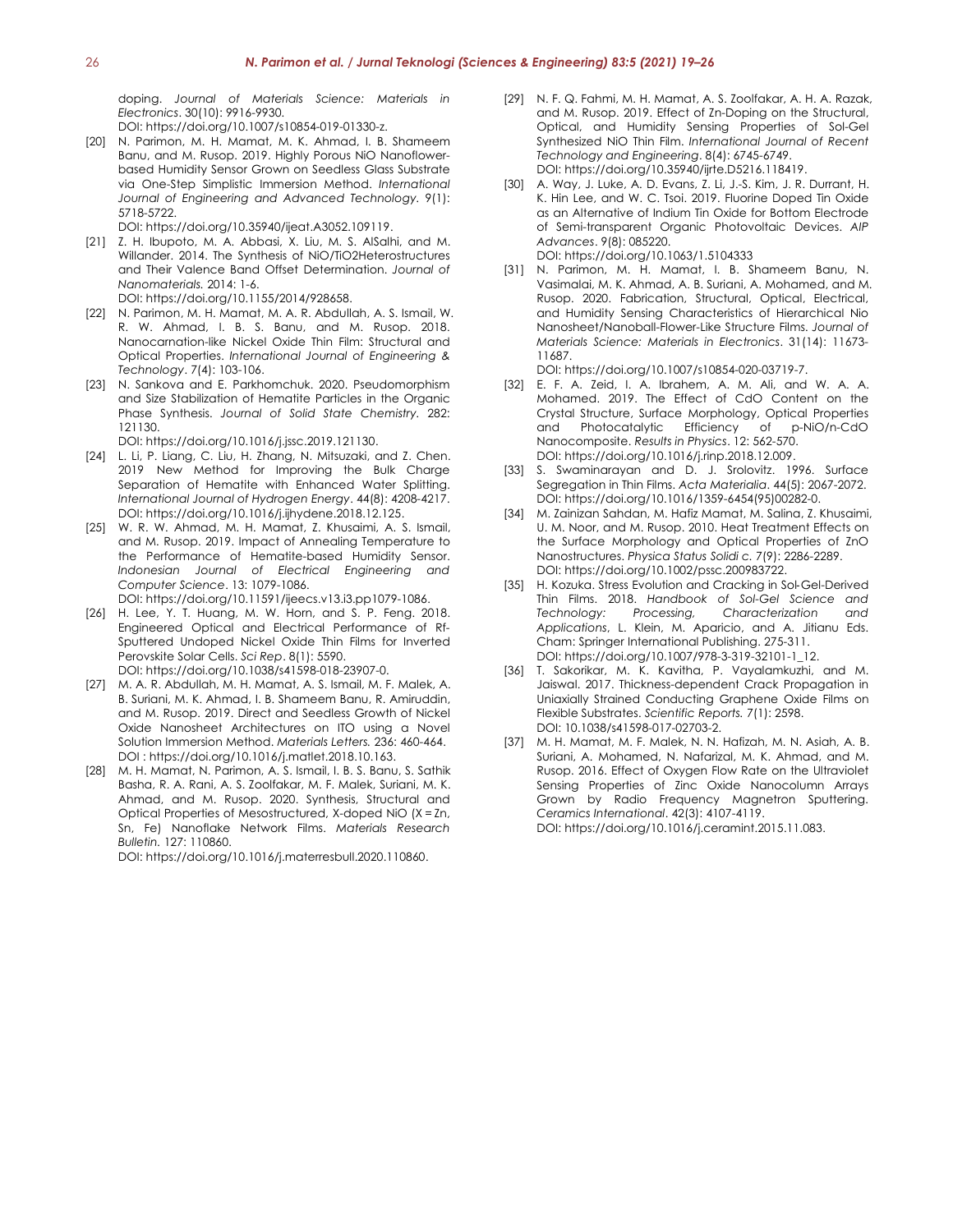doping. *Journal of Materials Science: Materials in Electronics*. 30(10): 9916-9930.
DOI: https://doi.org/10.1007/s10854-019-01330-z.

[20] N. Parimon, M. H. Mamat, M. K. Ahmad, I. B. Shameem Banu, and M. Rusop. 2019. Highly Porous NiO Nanoflower-based Humidity Sensor Grown on Seedless Glass Substrate via One-Step Simplistic Immersion Method. *International Journal of Engineering and Advanced Technology*. 9(1): 5718-5722.
DOI: https://doi.org/10.35940/ijeat.A3052.109119.

[21] Z. H. Ibupoto, M. A. Abbasi, X. Liu, M. S. AlSalhi, and M. Willander. 2014. The Synthesis of NiO/TiO2Heterostructures and Their Valence Band Offset Determination. *Journal of Nanomaterials.* 2014: 1-6.
DOI: https://doi.org/10.1155/2014/928658.

[22] N. Parimon, M. H. Mamat, M. A. R. Abdullah, A. S. Ismail, W. R. W. Ahmad, I. B. S. Banu, and M. Rusop. 2018. Nanocarnation-like Nickel Oxide Thin Film: Structural and Optical Properties. *International Journal of Engineering & Technology*. 7(4): 103-106.

[23] N. Sankova and E. Parkhomchuk. 2020. Pseudomorphism and Size Stabilization of Hematite Particles in the Organic Phase Synthesis. *Journal of Solid State Chemistry.* 282: 121130.
DOI: https://doi.org/10.1016/j.jssc.2019.121130.

[24] L. Li, P. Liang, C. Liu, H. Zhang, N. Mitsuzaki, and Z. Chen. 2019 New Method for Improving the Bulk Charge Separation of Hematite with Enhanced Water Splitting. *International Journal of Hydrogen Energy*. 44(8): 4208-4217.
DOI: https://doi.org/10.1016/j.ijhydene.2018.12.125.

[25] W. R. W. Ahmad, M. H. Mamat, Z. Khusaimi, A. S. Ismail, and M. Rusop. 2019. Impact of Annealing Temperature to the Performance of Hematite-based Humidity Sensor. *Indonesian Journal of Electrical Engineering and Computer Science*. 13: 1079-1086.
DOI: https://doi.org/10.11591/ijeecs.v13.i3.pp1079-1086.

[26] H. Lee, Y. T. Huang, M. W. Horn, and S. P. Feng. 2018. Engineered Optical and Electrical Performance of Rf-Sputtered Undoped Nickel Oxide Thin Films for Inverted Perovskite Solar Cells. *Sci Rep*. 8(1): 5590.
DOI: https://doi.org/10.1038/s41598-018-23907-0.

[27] M. A. R. Abdullah, M. H. Mamat, A. S. Ismail, M. F. Malek, A. B. Suriani, M. K. Ahmad, I. B. Shameem Banu, R. Amiruddin, and M. Rusop. 2019. Direct and Seedless Growth of Nickel Oxide Nanosheet Architectures on ITO using a Novel Solution Immersion Method. *Materials Letters.* 236: 460-464.
DOI : https://doi.org/10.1016/j.matlet.2018.10.163.

[28] M. H. Mamat, N. Parimon, A. S. Ismail, I. B. S. Banu, S. Sathik Basha, R. A. Rani, A. S. Zoolfakar, M. F. Malek, Suriani, M. K. Ahmad, and M. Rusop. 2020. Synthesis, Structural and Optical Properties of Mesostructured, X-doped NiO (X = Zn, Sn, Fe) Nanoflake Network Films. *Materials Research Bulletin*. 127: 110860.
DOI: https://doi.org/10.1016/j.materresbull.2020.110860.

[29] N. F. Q. Fahmi, M. H. Mamat, A. S. Zoolfakar, A. H. A. Razak, and M. Rusop. 2019. Effect of Zn-Doping on the Structural, Optical, and Humidity Sensing Properties of Sol-Gel Synthesized NiO Thin Film. *International Journal of Recent Technology and Engineering*. 8(4): 6745-6749.
DOI: https://doi.org/10.35940/ijrte.D5216.118419.

[30] A. Way, J. Luke, A. D. Evans, Z. Li, J.-S. Kim, J. R. Durrant, H. K. Hin Lee, and W. C. Tsoi. 2019. Fluorine Doped Tin Oxide as an Alternative of Indium Tin Oxide for Bottom Electrode of Semi-transparent Organic Photovoltaic Devices. *AIP Advances*. 9(8): 085220.
DOI: https://doi.org/10.1063/1.5104333

[31] N. Parimon, M. H. Mamat, I. B. Shameem Banu, N. Vasimalai, M. K. Ahmad, A. B. Suriani, A. Mohamed, and M. Rusop. 2020. Fabrication, Structural, Optical, Electrical, and Humidity Sensing Characteristics of Hierarchical Nio Nanosheet/Nanoball-Flower-Like Structure Films. *Journal of Materials Science: Materials in Electronics*. 31(14): 11673-11687.
DOI: https://doi.org/10.1007/s10854-020-03719-7.

[32] E. F. A. Zeid, I. A. Ibrahem, A. M. Ali, and W. A. A. Mohamed. 2019. The Effect of CdO Content on the Crystal Structure, Surface Morphology, Optical Properties and Photocatalytic Efficiency of p-NiO/n-CdO Nanocomposite. *Results in Physics*. 12: 562-570.
DOI: https://doi.org/10.1016/j.rinp.2018.12.009.

[33] S. Swaminarayan and D. J. Srolovitz. 1996. Surface Segregation in Thin Films. *Acta Materialia*. 44(5): 2067-2072.
DOI: https://doi.org/10.1016/1359-6454(95)00282-0.

[34] M. Zainizan Sahdan, M. Hafiz Mamat, M. Salina, Z. Khusaimi, U. M. Noor, and M. Rusop. 2010. Heat Treatment Effects on the Surface Morphology and Optical Properties of ZnO Nanostructures. *Physica Status Solidi c*. 7(9): 2286-2289.
DOI: https://doi.org/10.1002/pssc.200983722.

[35] H. Kozuka. Stress Evolution and Cracking in Sol-Gel-Derived Thin Films. 2018. *Handbook of Sol-Gel Science and Technology: Processing, Characterization and Applications*, L. Klein, M. Aparicio, and A. Jitianu Eds. Cham: Springer International Publishing. 275-311.
DOI: https://doi.org/10.1007/978-3-319-32101-1_12.

[36] T. Sakorikar, M. K. Kavitha, P. Vayalamkuzhi, and M. Jaiswal. 2017. Thickness-dependent Crack Propagation in Uniaxially Strained Conducting Graphene Oxide Films on Flexible Substrates. *Scientific Reports.* 7(1): 2598.
DOI: 10.1038/s41598-017-02703-2.

[37] M. H. Mamat, M. F. Malek, N. N. Hafizah, M. N. Asiah, A. B. Suriani, A. Mohamed, N. Nafarizal, M. K. Ahmad, and M. Rusop. 2016. Effect of Oxygen Flow Rate on the Ultraviolet Sensing Properties of Zinc Oxide Nanocolumn Arrays Grown by Radio Frequency Magnetron Sputtering. *Ceramics International*. 42(3): 4107-4119.
DOI: https://doi.org/10.1016/j.ceramint.2015.11.083.